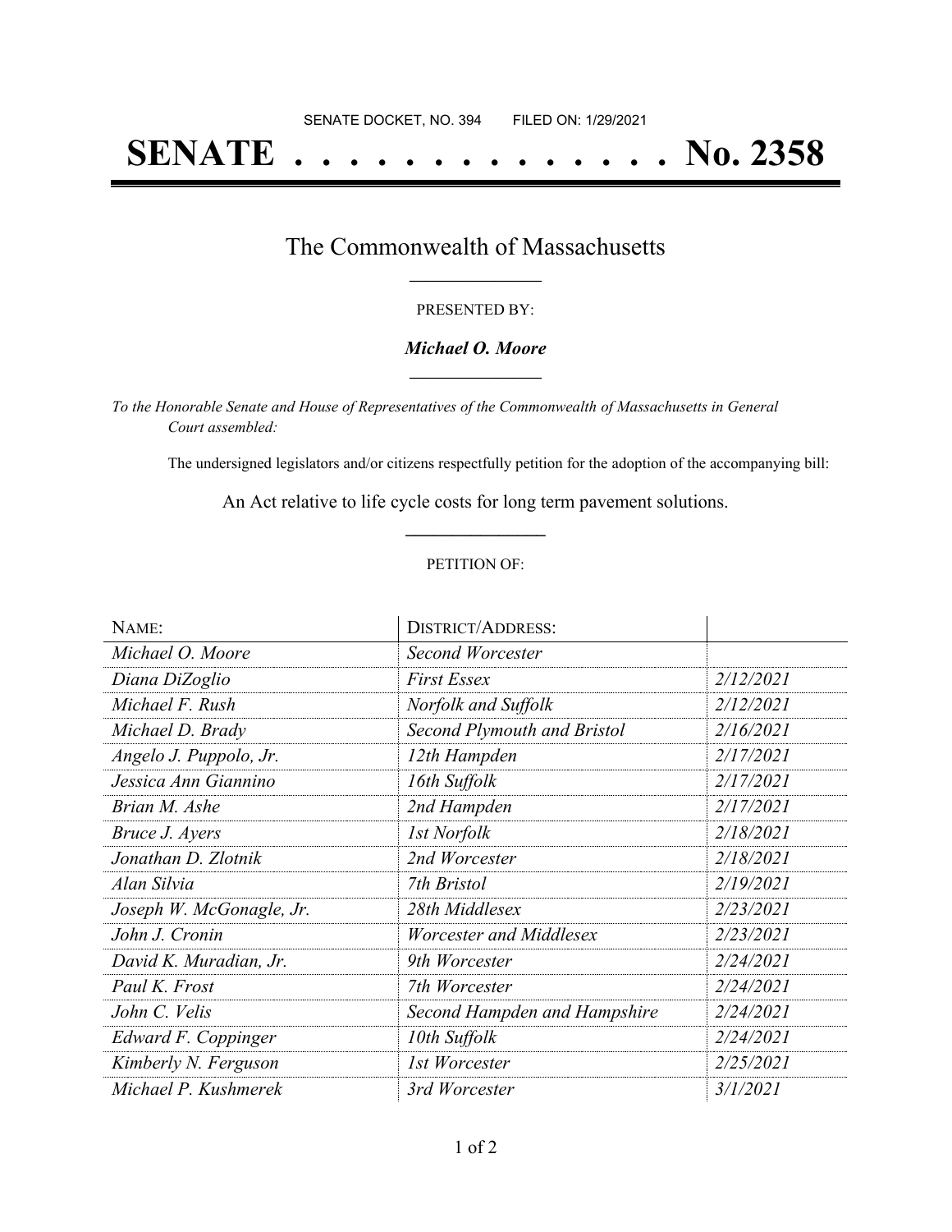SENATE DOCKET, NO. 394        FILED ON: 1/29/2021

# SENATE . . . . . . . . . . . . . . No. 2358

## The Commonwealth of Massachusetts

PRESENTED BY:

***Michael O. Moore***

*To the Honorable Senate and House of Representatives of the Commonwealth of Massachusetts in General Court assembled:*

The undersigned legislators and/or citizens respectfully petition for the adoption of the accompanying bill:

An Act relative to life cycle costs for long term pavement solutions.

PETITION OF:

| NAME: | DISTRICT/ADDRESS: | |
|---|---|---|
| *Michael O. Moore* | *Second Worcester* | |
| *Diana DiZoglio* | *First Essex* | *2/12/2021* |
| *Michael F. Rush* | *Norfolk and Suffolk* | *2/12/2021* |
| *Michael D. Brady* | *Second Plymouth and Bristol* | *2/16/2021* |
| *Angelo J. Puppolo, Jr.* | *12th Hampden* | *2/17/2021* |
| *Jessica Ann Giannino* | *16th Suffolk* | *2/17/2021* |
| *Brian M. Ashe* | *2nd Hampden* | *2/17/2021* |
| *Bruce J. Ayers* | *1st Norfolk* | *2/18/2021* |
| *Jonathan D. Zlotnik* | *2nd Worcester* | *2/18/2021* |
| *Alan Silvia* | *7th Bristol* | *2/19/2021* |
| *Joseph W. McGonagle, Jr.* | *28th Middlesex* | *2/23/2021* |
| *John J. Cronin* | *Worcester and Middlesex* | *2/23/2021* |
| *David K. Muradian, Jr.* | *9th Worcester* | *2/24/2021* |
| *Paul K. Frost* | *7th Worcester* | *2/24/2021* |
| *John C. Velis* | *Second Hampden and Hampshire* | *2/24/2021* |
| *Edward F. Coppinger* | *10th Suffolk* | *2/24/2021* |
| *Kimberly N. Ferguson* | *1st Worcester* | *2/25/2021* |
| *Michael P. Kushmerek* | *3rd Worcester* | *3/1/2021* |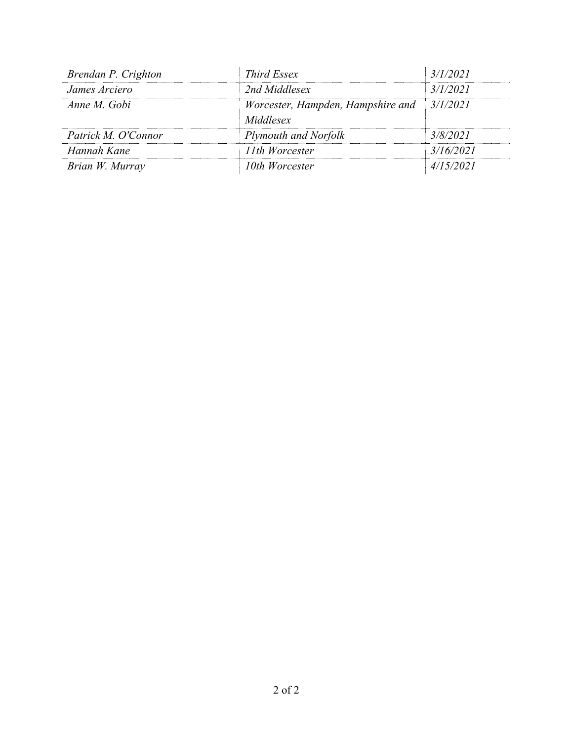| *Brendan P. Crighton* | *Third Essex* | *3/1/2021* |
|---|---|---|
| *James Arciero* | *2nd Middlesex* | *3/1/2021* |
| *Anne M. Gobi* | *Worcester, Hampden, Hampshire and Middlesex* | *3/1/2021* |
| *Patrick M. O'Connor* | *Plymouth and Norfolk* | *3/8/2021* |
| *Hannah Kane* | *11th Worcester* | *3/16/2021* |
| *Brian W. Murray* | *10th Worcester* | *4/15/2021* |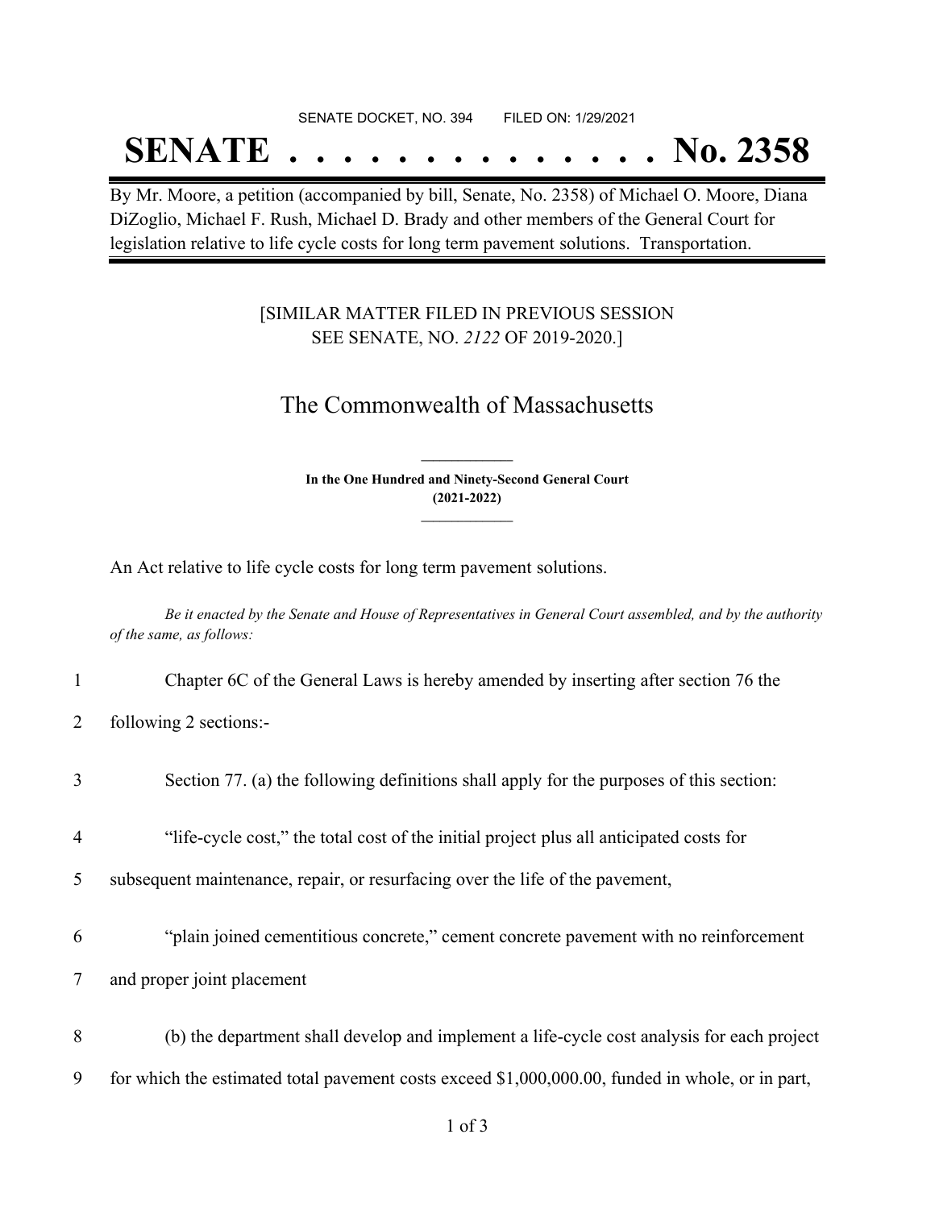SENATE DOCKET, NO. 394 FILED ON: 1/29/2021

# SENATE . . . . . . . . . . . . . . No. 2358

By Mr. Moore, a petition (accompanied by bill, Senate, No. 2358) of Michael O. Moore, Diana DiZoglio, Michael F. Rush, Michael D. Brady and other members of the General Court for legislation relative to life cycle costs for long term pavement solutions. Transportation.

[SIMILAR MATTER FILED IN PREVIOUS SESSION SEE SENATE, NO. *2122* OF 2019-2020.]

## The Commonwealth of Massachusetts

**In the One Hundred and Ninety-Second General Court (2021-2022)**

An Act relative to life cycle costs for long term pavement solutions.

*Be it enacted by the Senate and House of Representatives in General Court assembled, and by the authority of the same, as follows:*

1 Chapter 6C of the General Laws is hereby amended by inserting after section 76 the
2 following 2 sections:-

3 Section 77. (a) the following definitions shall apply for the purposes of this section:

4 "life-cycle cost," the total cost of the initial project plus all anticipated costs for
5 subsequent maintenance, repair, or resurfacing over the life of the pavement,

6 "plain joined cementitious concrete," cement concrete pavement with no reinforcement
7 and proper joint placement

8 (b) the department shall develop and implement a life-cycle cost analysis for each project
9 for which the estimated total pavement costs exceed $1,000,000.00, funded in whole, or in part,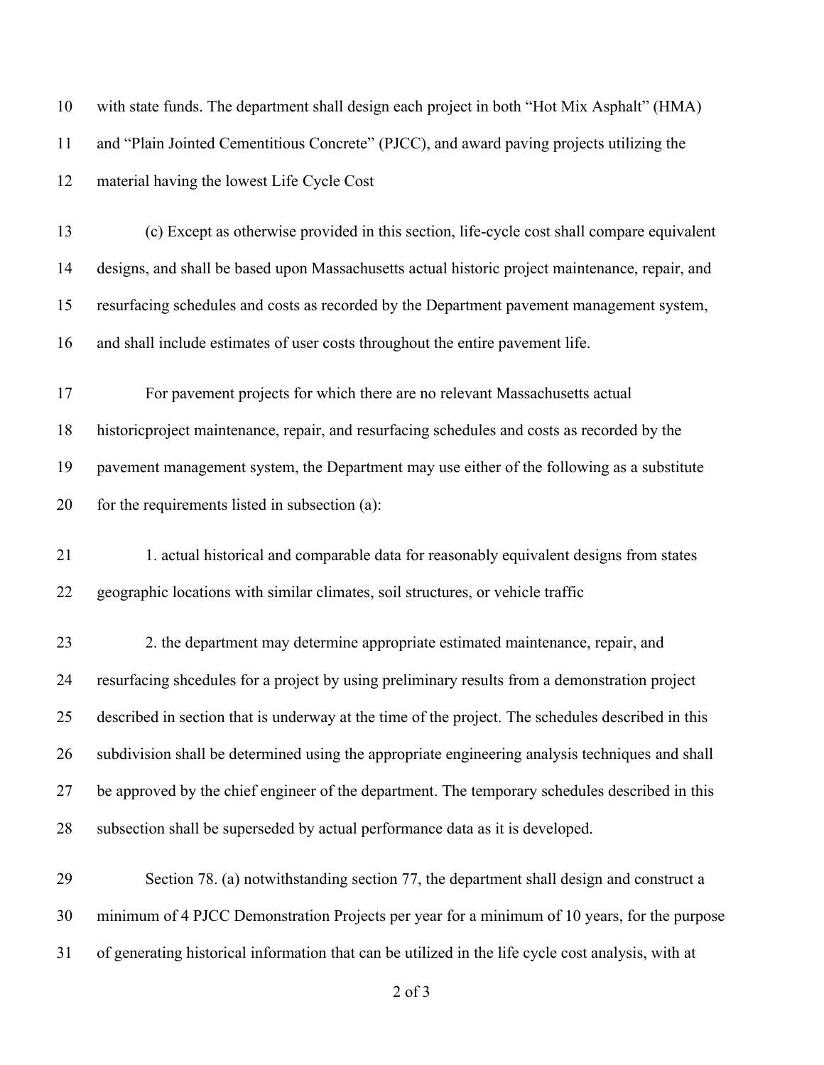with state funds. The department shall design each project in both "Hot Mix Asphalt" (HMA) and "Plain Jointed Cementitious Concrete" (PJCC), and award paving projects utilizing the material having the lowest Life Cycle Cost

(c) Except as otherwise provided in this section, life-cycle cost shall compare equivalent designs, and shall be based upon Massachusetts actual historic project maintenance, repair, and resurfacing schedules and costs as recorded by the Department pavement management system, and shall include estimates of user costs throughout the entire pavement life.

For pavement projects for which there are no relevant Massachusetts actual historicproject maintenance, repair, and resurfacing schedules and costs as recorded by the pavement management system, the Department may use either of the following as a substitute for the requirements listed in subsection (a):

1. actual historical and comparable data for reasonably equivalent designs from states geographic locations with similar climates, soil structures, or vehicle traffic

2. the department may determine appropriate estimated maintenance, repair, and resurfacing shcedules for a project by using preliminary results from a demonstration project described in section that is underway at the time of the project. The schedules described in this subdivision shall be determined using the appropriate engineering analysis techniques and shall be approved by the chief engineer of the department. The temporary schedules described in this subsection shall be superseded by actual performance data as it is developed.

Section 78. (a) notwithstanding section 77, the department shall design and construct a minimum of 4 PJCC Demonstration Projects per year for a minimum of 10 years, for the purpose of generating historical information that can be utilized in the life cycle cost analysis, with at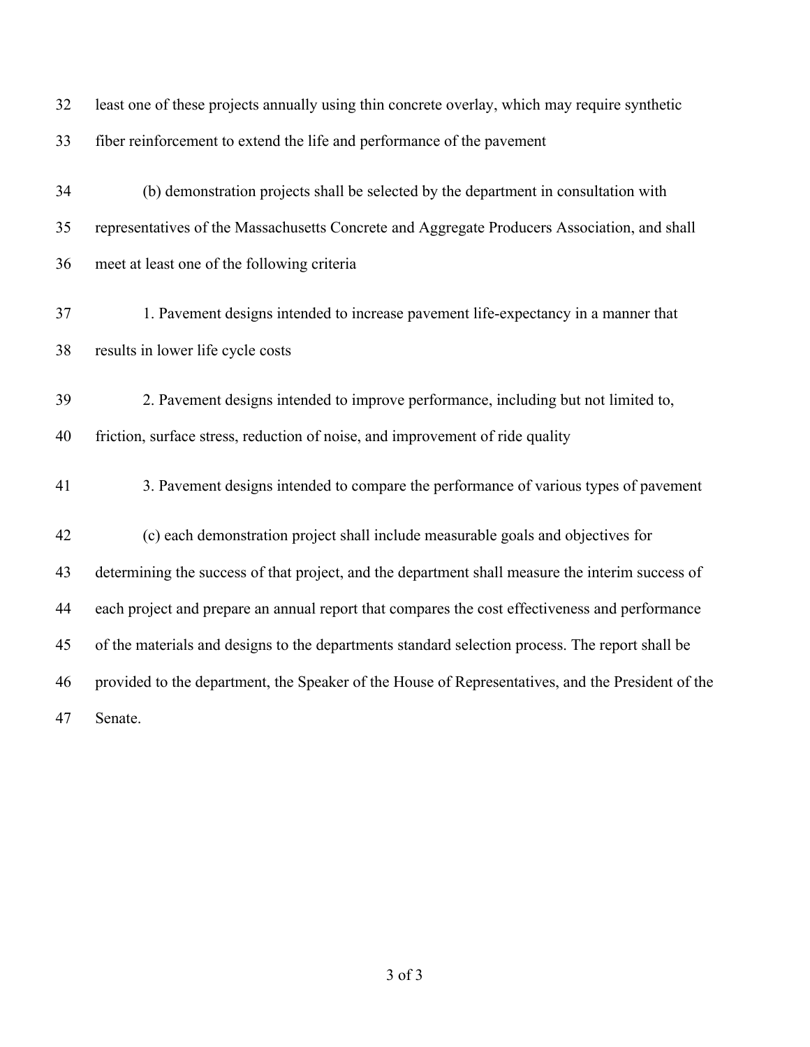least one of these projects annually using thin concrete overlay, which may require synthetic fiber reinforcement to extend the life and performance of the pavement

(b) demonstration projects shall be selected by the department in consultation with representatives of the Massachusetts Concrete and Aggregate Producers Association, and shall meet at least one of the following criteria

1. Pavement designs intended to increase pavement life-expectancy in a manner that results in lower life cycle costs

2. Pavement designs intended to improve performance, including but not limited to, friction, surface stress, reduction of noise, and improvement of ride quality

3. Pavement designs intended to compare the performance of various types of pavement

(c) each demonstration project shall include measurable goals and objectives for determining the success of that project, and the department shall measure the interim success of each project and prepare an annual report that compares the cost effectiveness and performance of the materials and designs to the departments standard selection process. The report shall be provided to the department, the Speaker of the House of Representatives, and the President of the Senate.